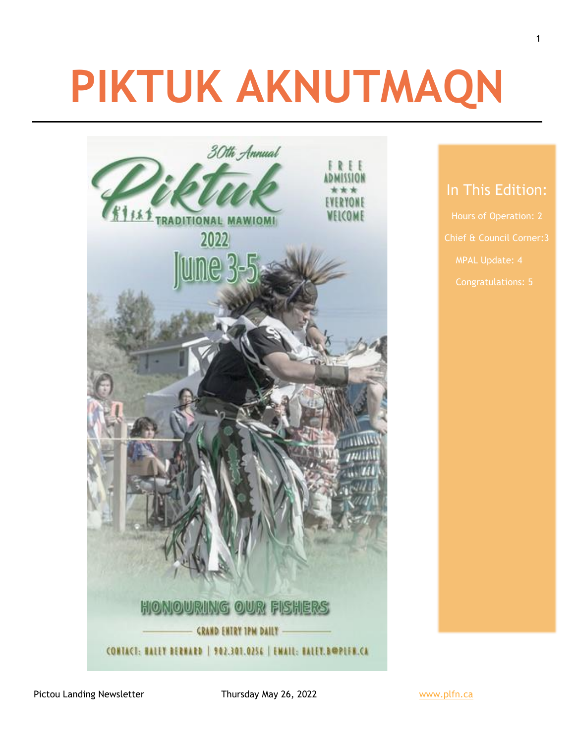# PIKTUK AKNUTMAQN

30th Annual

Piktuk

TRADITIONAL MAWIOMI

2022

June 3-5

FREE ADMISSION

★★★

EVERYONE WELCOME

HONOURING OUR FISHERS

GRAND ENTRY 1PM DAILY

CONTACT: HALEY BERNARD | 902.301.0256 | EMAIL: HALEY.B@PLFN.CA

## In This Edition:

Hours of Operation: 2

Chief & Council Corner:3

MPAL Update: 4

Congratulations: 5

Pictou Landing Newsletter Thursday May 26, 2022 www.plfn.ca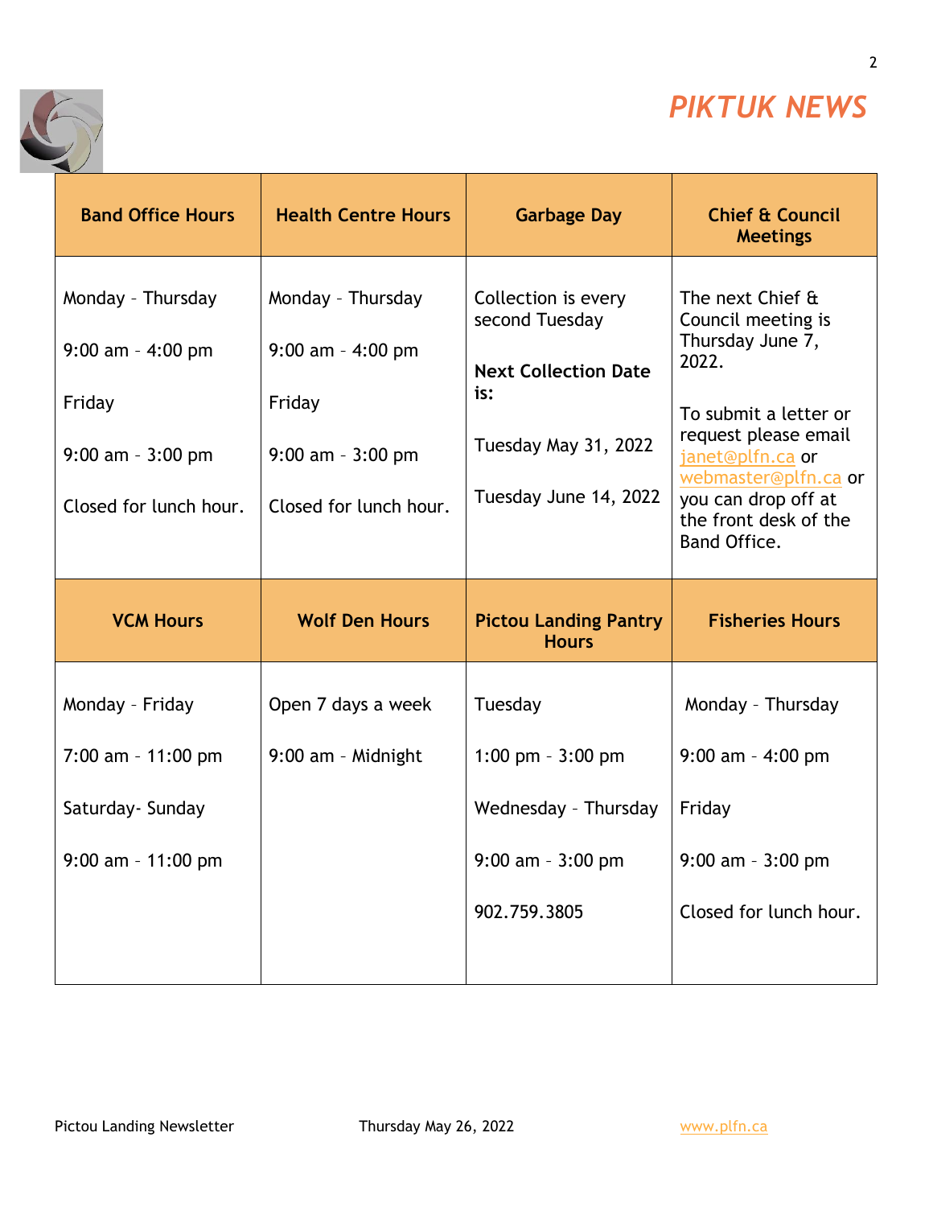# PIKTUK NEWS

| Band Office Hours | Health Centre Hours | Garbage Day | Chief & Council Meetings |
| --- | --- | --- | --- |
| Monday – Thursday<br><br>9:00 am – 4:00 pm<br><br>Friday<br><br>9:00 am – 3:00 pm<br><br>Closed for lunch hour. | Monday – Thursday<br><br>9:00 am – 4:00 pm<br><br>Friday<br><br>9:00 am – 3:00 pm<br><br>Closed for lunch hour. | Collection is every second Tuesday<br><br>**Next Collection Date is:**<br><br>Tuesday May 31, 2022<br><br>Tuesday June 14, 2022 | The next Chief & Council meeting is Thursday June 7, 2022.<br><br>To submit a letter or request please email janet@plfn.ca or webmaster@plfn.ca or you can drop off at the front desk of the Band Office. |
| **VCM Hours** | **Wolf Den Hours** | **Pictou Landing Pantry Hours** | **Fisheries Hours** |
| Monday – Friday<br><br>7:00 am – 11:00 pm<br><br>Saturday- Sunday<br><br>9:00 am – 11:00 pm | Open 7 days a week<br><br>9:00 am – Midnight | Tuesday<br><br>1:00 pm – 3:00 pm<br><br>Wednesday – Thursday<br><br>9:00 am – 3:00 pm<br><br>902.759.3805 | Monday – Thursday<br><br>9:00 am – 4:00 pm<br><br>Friday<br><br>9:00 am – 3:00 pm<br><br>Closed for lunch hour. |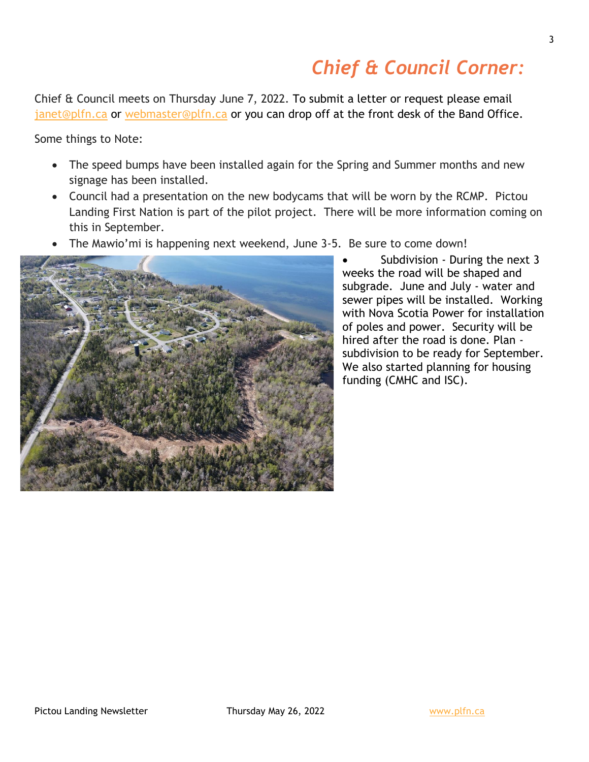# *Chief & Council Corner:*

Chief & Council meets on Thursday June 7, 2022. To submit a letter or request please email janet@plfn.ca or webmaster@plfn.ca or you can drop off at the front desk of the Band Office.

Some things to Note:

- The speed bumps have been installed again for the Spring and Summer months and new signage has been installed.
- Council had a presentation on the new bodycams that will be worn by the RCMP. Pictou Landing First Nation is part of the pilot project. There will be more information coming on this in September.
- The Mawio'mi is happening next weekend, June 3-5. Be sure to come down!
- Subdivision - During the next 3 weeks the road will be shaped and subgrade. June and July - water and sewer pipes will be installed. Working with Nova Scotia Power for installation of poles and power. Security will be hired after the road is done. Plan - subdivision to be ready for September. We also started planning for housing funding (CMHC and ISC).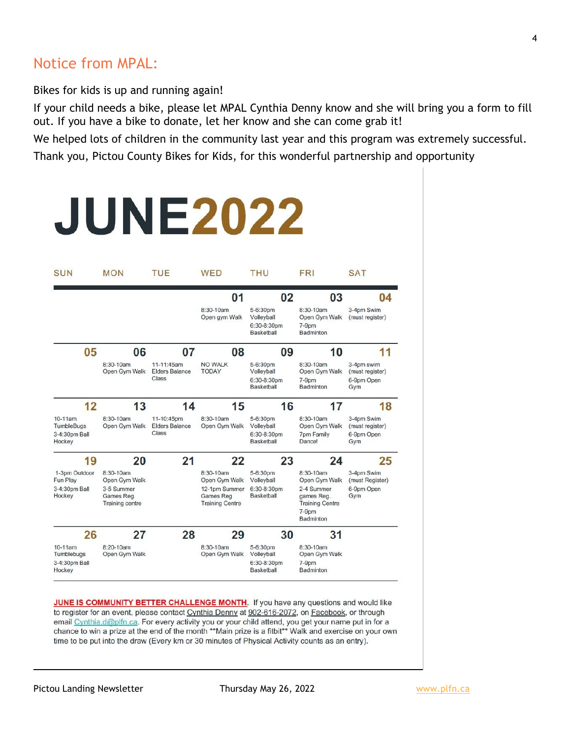## Notice from MPAL:

Bikes for kids is up and running again!

If your child needs a bike, please let MPAL Cynthia Denny know and she will bring you a form to fill out. If you have a bike to donate, let her know and she can come grab it!

We helped lots of children in the community last year and this program was extremely successful.

Thank you, Pictou County Bikes for Kids, for this wonderful partnership and opportunity

# JUNE2022

| SUN | MON | TUE | WED | THU | FRI | SAT |
|---|---|---|---|---|---|---|
| | | | 01<br>8:30-10am Open gym Walk | 02<br>5-6:30pm Volleyball<br>6:30-8:30pm Basketball | 03<br>8:30-10am Open Gym Walk<br>7-9pm Badminton | 04<br>3-4pm Swim (must register) |
| 05 | 06<br>8:30-10am Open Gym Walk | 07<br>11-11:45am Elders Balance Class | 08<br>NO WALK TODAY | 09<br>5-6:30pm Volleyball<br>6:30-8:30pm Basketball | 10<br>8:30-10am Open Gym Walk<br>7-9pm Badminton | 11<br>3-4pm swim (must register)<br>6-9pm Open Gym |
| 12<br>10-11am TumbleBugs<br>3-4:30pm Ball Hockey | 13<br>8:30-10am Open Gym Walk | 14<br>11-10:45pm Elders Balance Class | 15<br>8:30-10am Open Gym Walk | 16<br>5-6:30pm Volleyball<br>6:30-8:30pm Basketball | 17<br>8:30-10am Open Gym Walk<br>7pm Family Dance! | 18<br>3-4pm Swim (must register)<br>6-9pm Open Gym |
| 19<br>1-3pm Outdoor Fun Play<br>3-4:30pm Ball Hockey | 20<br>8:30-10am Open Gym Walk<br>3-5 Summer Games Reg. Training centre | 21 | 22<br>8:30-10am Open Gym Walk<br>12-1pm Summer Games Reg Training Centre | 23<br>5-6:30pm Volleyball<br>6:30-8:30pm Basketball | 24<br>8:30-10am Open Gym Walk<br>2-4 Summer games Reg. Training Centre<br>7-9pm Badminton | 25<br>3-4pm Swim (must Register)<br>6-9pm Open Gym |
| 26<br>10-11am Tumblebugs<br>3-4:30pm Ball Hockey | 27<br>8:20-10am Open Gym Walk | 28 | 29<br>8:30-10am Open Gym Walk | 30<br>5-6:30pm Volleyball<br>6:30-8:30pm Basketball | 31<br>8:30-10am Open Gym Walk<br>7-9pm Badminton | |

**JUNE IS COMMUNITY BETTER CHALLENGE MONTH**. If you have any questions and would like to register for an event, please contact Cynthia Denny at 902-616-2072, on Facebook, or through email Cynthia.d@plfn.ca. For every activity you or your child attend, you get your name put in for a chance to win a prize at the end of the month **Main prize is a fitbit** Walk and exercise on your own time to be put into the draw (Every km or 30 minutes of Physical Activity counts as an entry).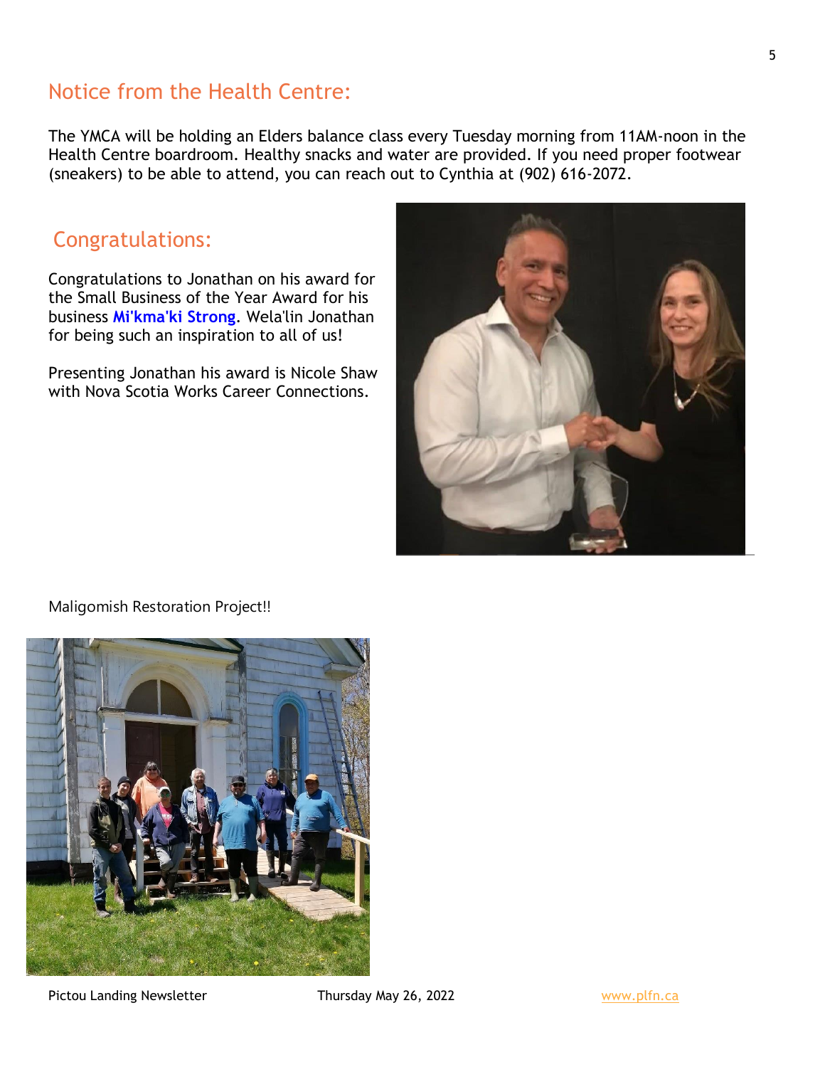## Notice from the Health Centre:

The YMCA will be holding an Elders balance class every Tuesday morning from 11AM-noon in the Health Centre boardroom. Healthy snacks and water are provided. If you need proper footwear (sneakers) to be able to attend, you can reach out to Cynthia at (902) 616-2072.

## Congratulations:

Congratulations to Jonathan on his award for the Small Business of the Year Award for his business **Mi'kma'ki Strong**. Wela'lin Jonathan for being such an inspiration to all of us!

Presenting Jonathan his award is Nicole Shaw with Nova Scotia Works Career Connections.

Maligomish Restoration Project!!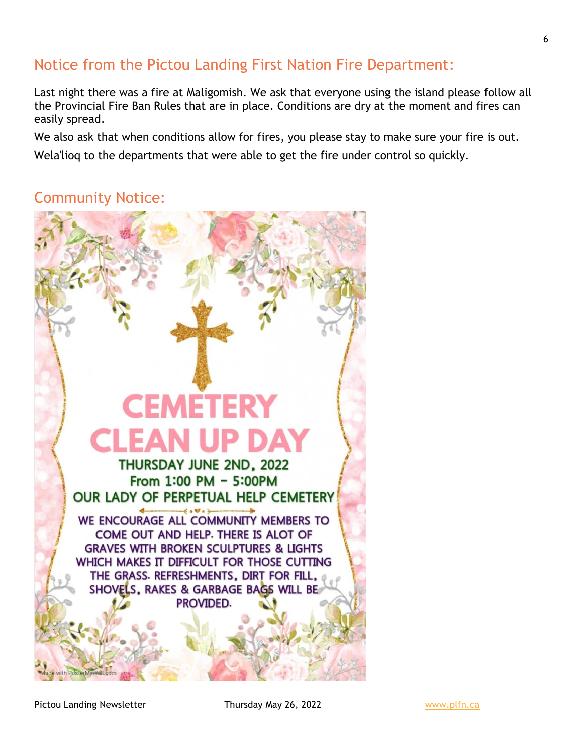## Notice from the Pictou Landing First Nation Fire Department:

Last night there was a fire at Maligomish. We ask that everyone using the island please follow all the Provincial Fire Ban Rules that are in place. Conditions are dry at the moment and fires can easily spread.

We also ask that when conditions allow for fires, you please stay to make sure your fire is out.

Wela'lioq to the departments that were able to get the fire under control so quickly.

## Community Notice:

CEMETERY CLEAN UP DAY

THURSDAY JUNE 2ND, 2022

From 1:00 PM – 5:00PM

OUR LADY OF PERPETUAL HELP CEMETERY

WE ENCOURAGE ALL COMMUNITY MEMBERS TO COME OUT AND HELP. THERE IS ALOT OF GRAVES WITH BROKEN SCULPTURES & LIGHTS WHICH MAKES IT DIFFICULT FOR THOSE CUTTING THE GRASS. REFRESHMENTS, DIRT FOR FILL, SHOVELS, RAKES & GARBAGE BAGS WILL BE PROVIDED.

Made with PosterMyWall.com